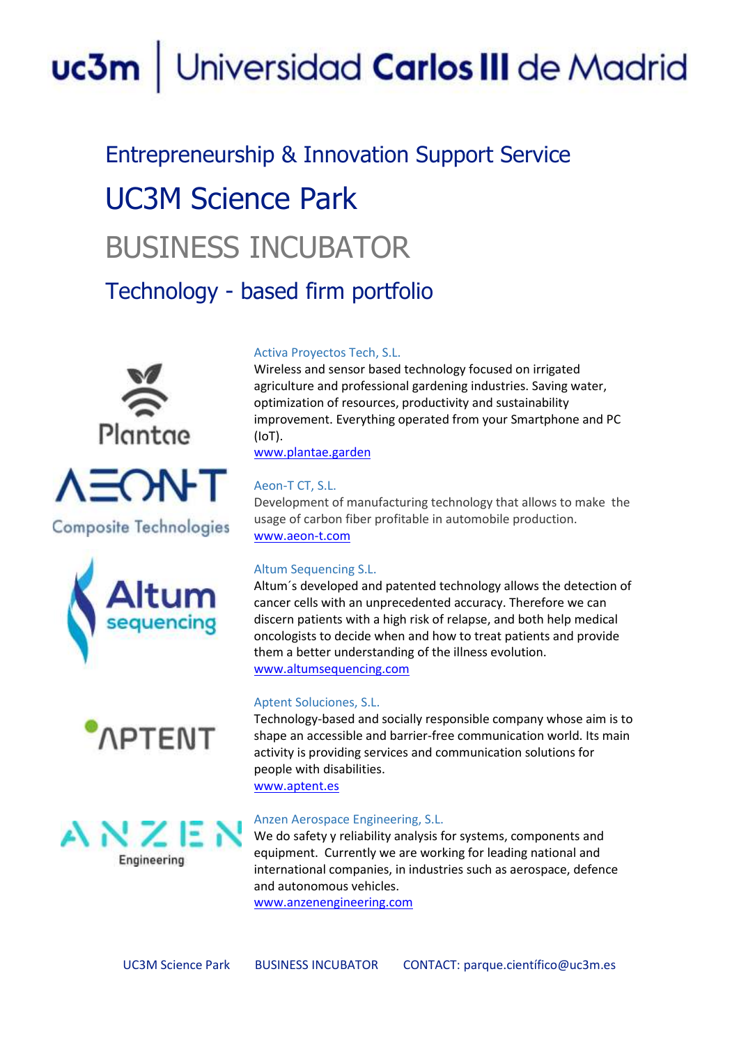# uc3m | Universidad Carlos III de Madrid

## Entrepreneurship & Innovation Support Service

## UC3M Science Park

## BUSINESS INCUBATOR

## Technology - based firm portfolio

### Activa Proyectos Tech, S.L.

Wireless and sensor based technology focused on irrigated agriculture and professional gardening industries. Saving water, optimization of resources, productivity and sustainability improvement. Everything operated from your Smartphone and PC (IoT).

www.plantae.garden

### Aeon-T CT, S.L.

Development of manufacturing technology that allows to make the usage of carbon fiber profitable in automobile production.

www.aeon-t.com

### Altum Sequencing S.L.

Altum´s developed and patented technology allows the detection of cancer cells with an unprecedented accuracy. Therefore we can discern patients with a high risk of relapse, and both help medical oncologists to decide when and how to treat patients and provide them a better understanding of the illness evolution.

www.altumsequencing.com

### Aptent Soluciones, S.L.

Technology-based and socially responsible company whose aim is to shape an accessible and barrier-free communication world. Its main activity is providing services and communication solutions for people with disabilities.

www.aptent.es

### Anzen Aerospace Engineering, S.L.

We do safety y reliability analysis for systems, components and equipment. Currently we are working for leading national and international companies, in industries such as aerospace, defence and autonomous vehicles.

www.anzenengineering.com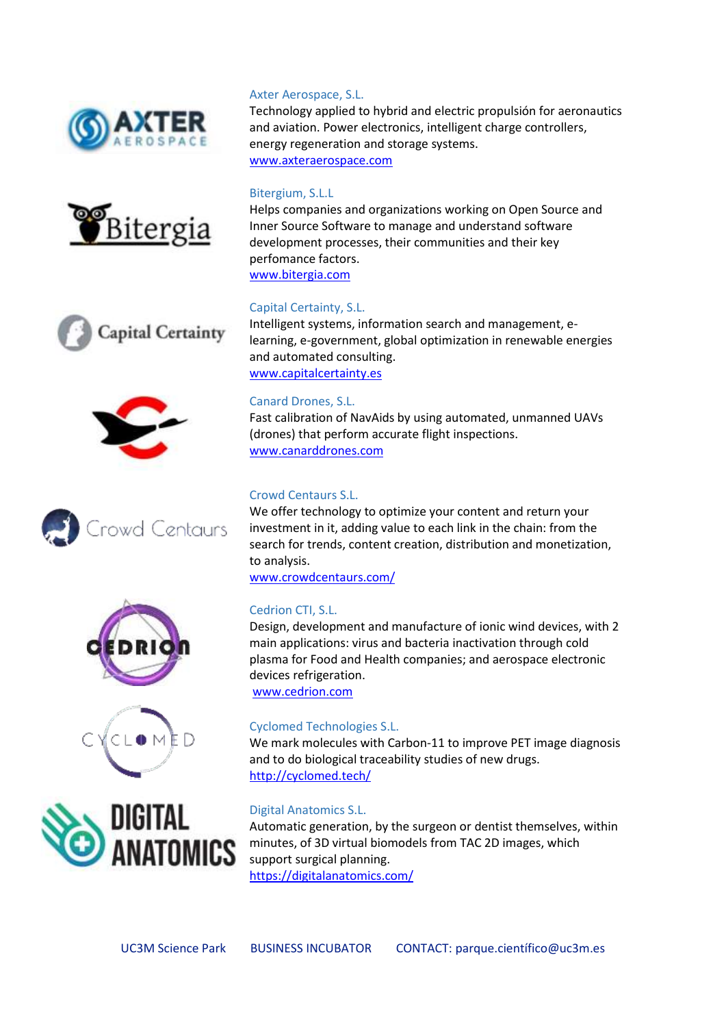Axter Aerospace, S.L.

Technology applied to hybrid and electric propulsión for aeronautics and aviation. Power electronics, intelligent charge controllers, energy regeneration and storage systems.

www.axteraerospace.com

Bitergium, S.L.L

Helps companies and organizations working on Open Source and Inner Source Software to manage and understand software development processes, their communities and their key perfomance factors.

www.bitergia.com

Capital Certainty, S.L.

Intelligent systems, information search and management, e-learning, e-government, global optimization in renewable energies and automated consulting.

www.capitalcertainty.es

Canard Drones, S.L.

Fast calibration of NavAids by using automated, unmanned UAVs (drones) that perform accurate flight inspections.

www.canarddrones.com

Crowd Centaurs S.L.

We offer technology to optimize your content and return your investment in it, adding value to each link in the chain: from the search for trends, content creation, distribution and monetization, to analysis.

www.crowdcentaurs.com/

Cedrion CTI, S.L.

Design, development and manufacture of ionic wind devices, with 2 main applications: virus and bacteria inactivation through cold plasma for Food and Health companies; and aerospace electronic devices refrigeration.

www.cedrion.com

Cyclomed Technologies S.L.

We mark molecules with Carbon-11 to improve PET image diagnosis and to do biological traceability studies of new drugs.

http://cyclomed.tech/

Digital Anatomics S.L.

Automatic generation, by the surgeon or dentist themselves, within minutes, of 3D virtual biomodels from TAC 2D images, which support surgical planning.

https://digitalanatomics.com/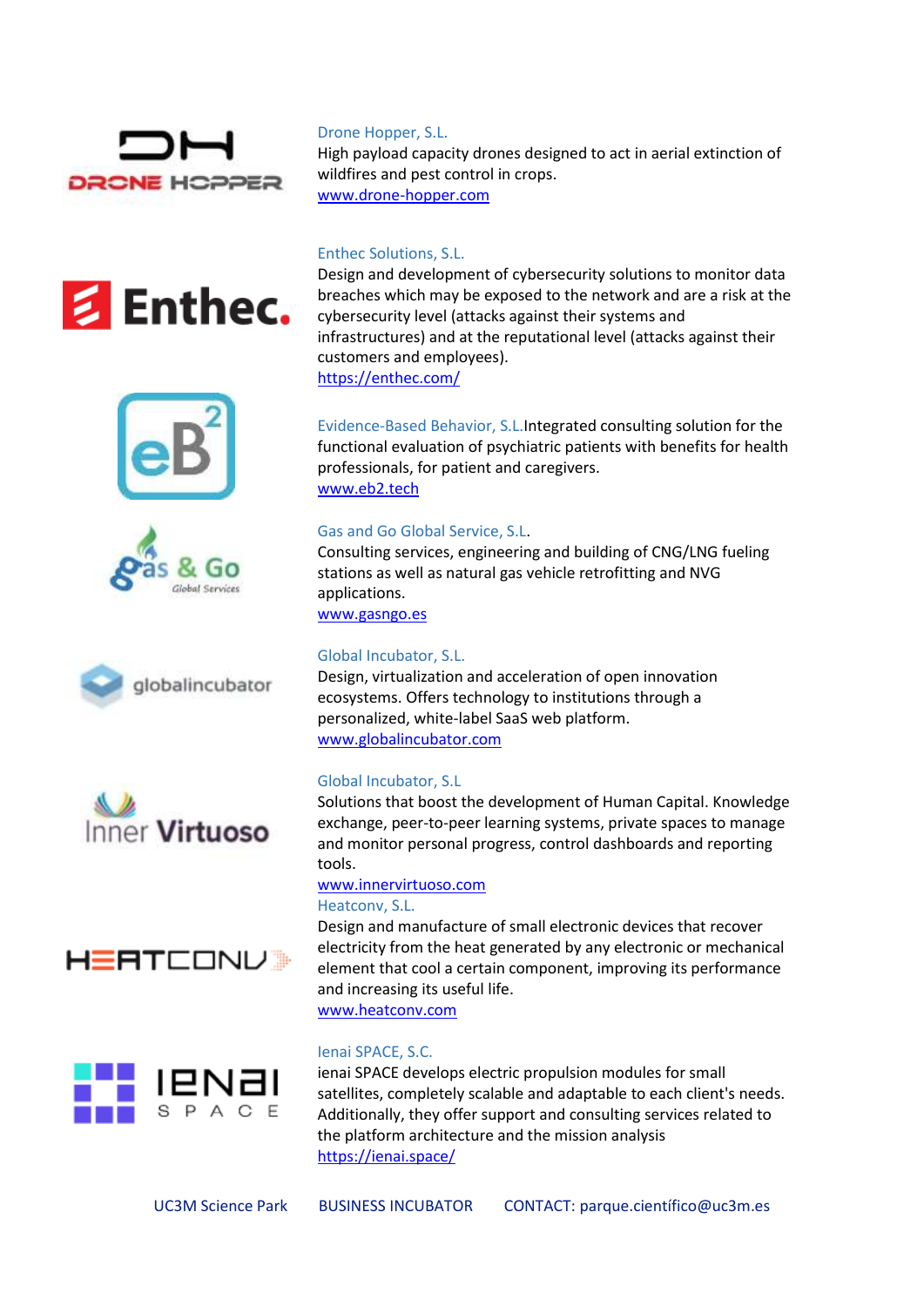Drone Hopper, S.L.
High payload capacity drones designed to act in aerial extinction of wildfires and pest control in crops.
www.drone-hopper.com

Enthec Solutions, S.L.
Design and development of cybersecurity solutions to monitor data breaches which may be exposed to the network and are a risk at the cybersecurity level (attacks against their systems and infrastructures) and at the reputational level (attacks against their customers and employees).
https://enthec.com/

Evidence-Based Behavior, S.L.Integrated consulting solution for the functional evaluation of psychiatric patients with benefits for health professionals, for patient and caregivers.
www.eb2.tech

Gas and Go Global Service, S.L.
Consulting services, engineering and building of CNG/LNG fueling stations as well as natural gas vehicle retrofitting and NVG applications.
www.gasngo.es

Global Incubator, S.L.
Design, virtualization and acceleration of open innovation ecosystems. Offers technology to institutions through a personalized, white-label SaaS web platform.
www.globalincubator.com

Global Incubator, S.L
Solutions that boost the development of Human Capital. Knowledge exchange, peer-to-peer learning systems, private spaces to manage and monitor personal progress, control dashboards and reporting tools.
www.innervirtuoso.com

Heatconv, S.L.
Design and manufacture of small electronic devices that recover electricity from the heat generated by any electronic or mechanical element that cool a certain component, improving its performance and increasing its useful life.
www.heatconv.com

Ienai SPACE, S.C.
ienai SPACE develops electric propulsion modules for small satellites, completely scalable and adaptable to each client's needs. Additionally, they offer support and consulting services related to the platform architecture and the mission analysis
https://ienai.space/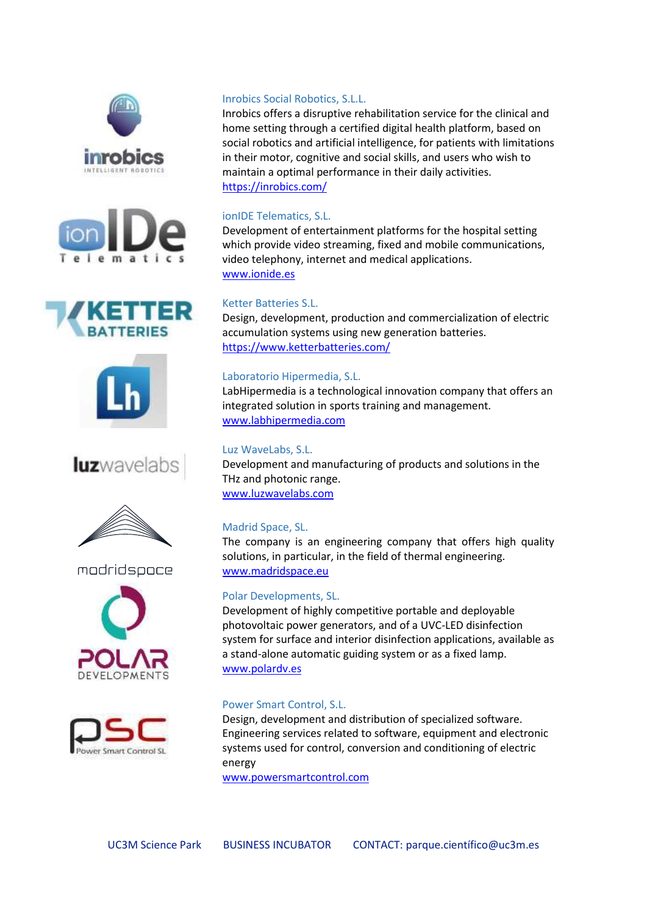Inrobics Social Robotics, S.L.L.
Inrobics offers a disruptive rehabilitation service for the clinical and home setting through a certified digital health platform, based on social robotics and artificial intelligence, for patients with limitations in their motor, cognitive and social skills, and users who wish to maintain a optimal performance in their daily activities.
https://inrobics.com/

ionIDE Telematics, S.L.
Development of entertainment platforms for the hospital setting which provide video streaming, fixed and mobile communications, video telephony, internet and medical applications.
www.ionide.es

Ketter Batteries S.L.
Design, development, production and commercialization of electric accumulation systems using new generation batteries.
https://www.ketterbatteries.com/

Laboratorio Hipermedia, S.L.
LabHipermedia is a technological innovation company that offers an integrated solution in sports training and management.
www.labhipermedia.com

Luz WaveLabs, S.L.
Development and manufacturing of products and solutions in the THz and photonic range.
www.luzwavelabs.com

Madrid Space, SL.
The company is an engineering company that offers high quality solutions, in particular, in the field of thermal engineering.
www.madridspace.eu

Polar Developments, SL.
Development of highly competitive portable and deployable photovoltaic power generators, and of a UVC-LED disinfection system for surface and interior disinfection applications, available as a stand-alone automatic guiding system or as a fixed lamp.
www.polardv.es

Power Smart Control, S.L.
Design, development and distribution of specialized software. Engineering services related to software, equipment and electronic systems used for control, conversion and conditioning of electric energy
www.powersmartcontrol.com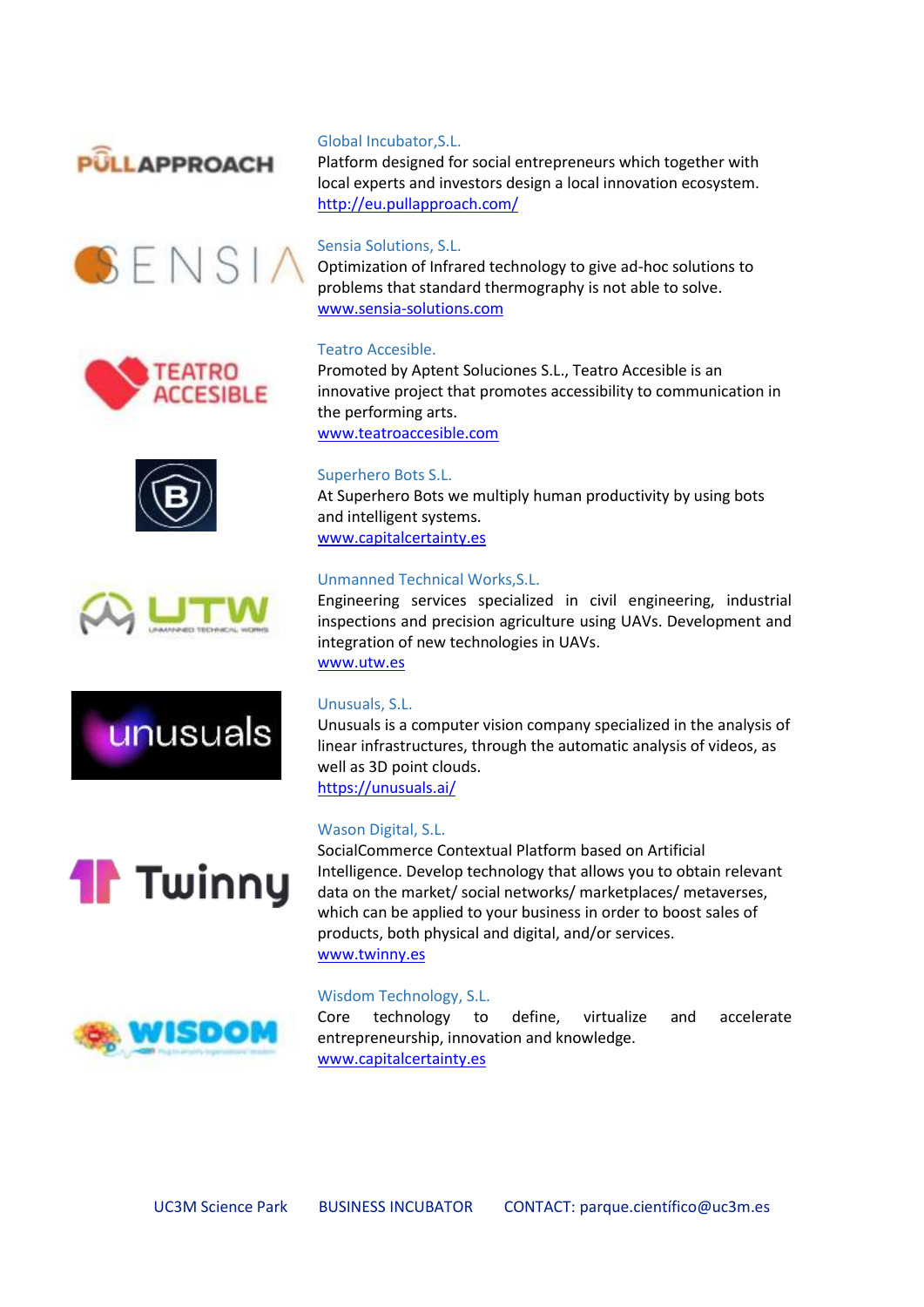Global Incubator,S.L.
Platform designed for social entrepreneurs which together with local experts and investors design a local innovation ecosystem.
http://eu.pullapproach.com/

Sensia Solutions, S.L.
Optimization of Infrared technology to give ad-hoc solutions to problems that standard thermography is not able to solve.
www.sensia-solutions.com

Teatro Accesible.
Promoted by Aptent Soluciones S.L., Teatro Accesible is an innovative project that promotes accessibility to communication in the performing arts.
www.teatroaccesible.com

Superhero Bots S.L.
At Superhero Bots we multiply human productivity by using bots and intelligent systems.
www.capitalcertainty.es

Unmanned Technical Works,S.L.
Engineering services specialized in civil engineering, industrial inspections and precision agriculture using UAVs. Development and integration of new technologies in UAVs.
www.utw.es

Unusuals, S.L.
Unusuals is a computer vision company specialized in the analysis of linear infrastructures, through the automatic analysis of videos, as well as 3D point clouds.
https://unusuals.ai/

Wason Digital, S.L.
SocialCommerce Contextual Platform based on Artificial Intelligence. Develop technology that allows you to obtain relevant data on the market/ social networks/ marketplaces/ metaverses, which can be applied to your business in order to boost sales of products, both physical and digital, and/or services.
www.twinny.es

Wisdom Technology, S.L.
Core technology to define, virtualize and accelerate entrepreneurship, innovation and knowledge.
www.capitalcertainty.es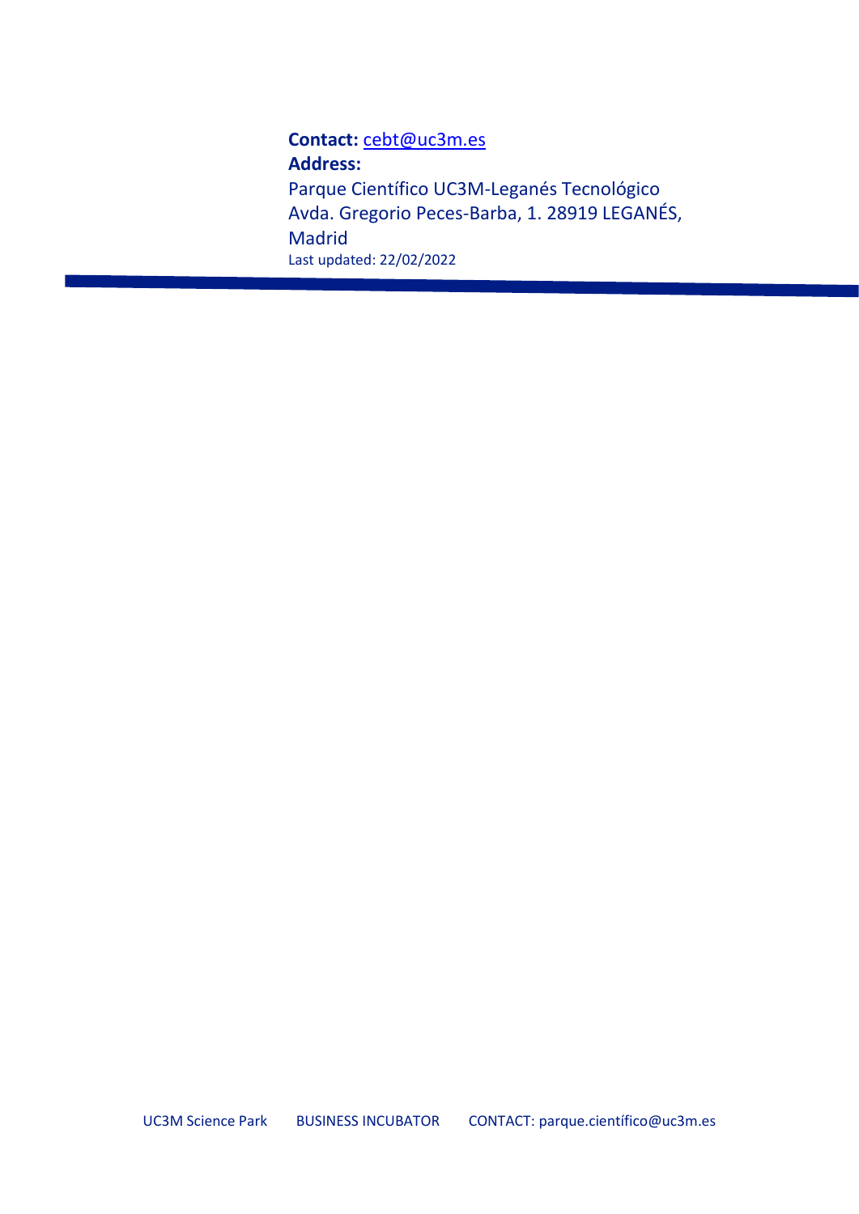**Contact:** cebt@uc3m.es

**Address:**

Parque Científico UC3M-Leganés Tecnológico
Avda. Gregorio Peces-Barba, 1. 28919 LEGANÉS, Madrid

Last updated: 22/02/2022